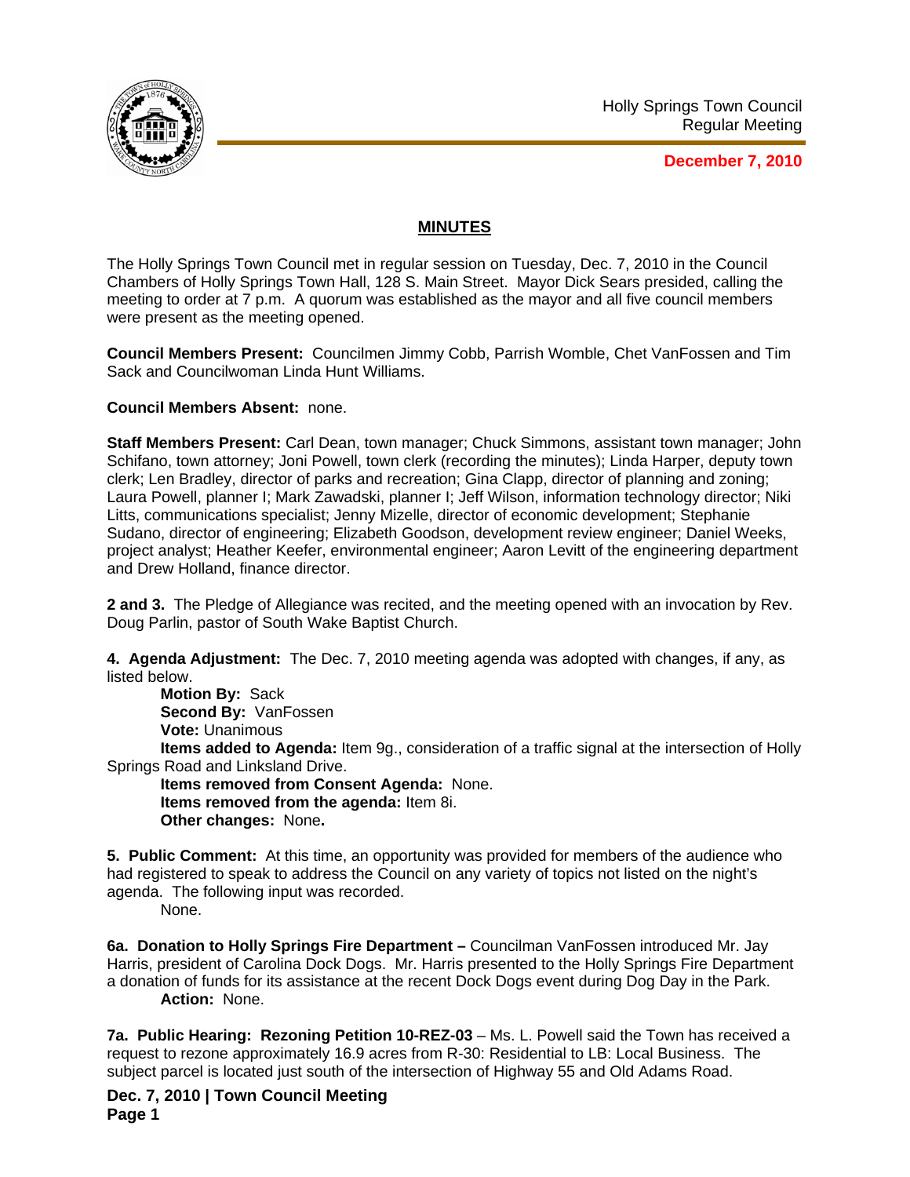Holly Springs Town Council
Regular Meeting

**December 7, 2010**

## MINUTES

The Holly Springs Town Council met in regular session on Tuesday, Dec. 7, 2010 in the Council Chambers of Holly Springs Town Hall, 128 S. Main Street. Mayor Dick Sears presided, calling the meeting to order at 7 p.m. A quorum was established as the mayor and all five council members were present as the meeting opened.

**Council Members Present:** Councilmen Jimmy Cobb, Parrish Womble, Chet VanFossen and Tim Sack and Councilwoman Linda Hunt Williams.

**Council Members Absent:** none.

**Staff Members Present:** Carl Dean, town manager; Chuck Simmons, assistant town manager; John Schifano, town attorney; Joni Powell, town clerk (recording the minutes); Linda Harper, deputy town clerk; Len Bradley, director of parks and recreation; Gina Clapp, director of planning and zoning; Laura Powell, planner I; Mark Zawadski, planner I; Jeff Wilson, information technology director; Niki Litts, communications specialist; Jenny Mizelle, director of economic development; Stephanie Sudano, director of engineering; Elizabeth Goodson, development review engineer; Daniel Weeks, project analyst; Heather Keefer, environmental engineer; Aaron Levitt of the engineering department and Drew Holland, finance director.

**2 and 3.** The Pledge of Allegiance was recited, and the meeting opened with an invocation by Rev. Doug Parlin, pastor of South Wake Baptist Church.

**4. Agenda Adjustment:** The Dec. 7, 2010 meeting agenda was adopted with changes, if any, as listed below.

**Motion By:** Sack
**Second By:** VanFossen
**Vote:** Unanimous
**Items added to Agenda:** Item 9g., consideration of a traffic signal at the intersection of Holly Springs Road and Linksland Drive.
**Items removed from Consent Agenda:** None.
**Items removed from the agenda:** Item 8i.
**Other changes:** None**.**

**5. Public Comment:** At this time, an opportunity was provided for members of the audience who had registered to speak to address the Council on any variety of topics not listed on the night's agenda. The following input was recorded.

None.

**6a. Donation to Holly Springs Fire Department –** Councilman VanFossen introduced Mr. Jay Harris, president of Carolina Dock Dogs. Mr. Harris presented to the Holly Springs Fire Department a donation of funds for its assistance at the recent Dock Dogs event during Dog Day in the Park.

**Action:** None.

**7a. Public Hearing: Rezoning Petition 10-REZ-03** – Ms. L. Powell said the Town has received a request to rezone approximately 16.9 acres from R-30: Residential to LB: Local Business. The subject parcel is located just south of the intersection of Highway 55 and Old Adams Road.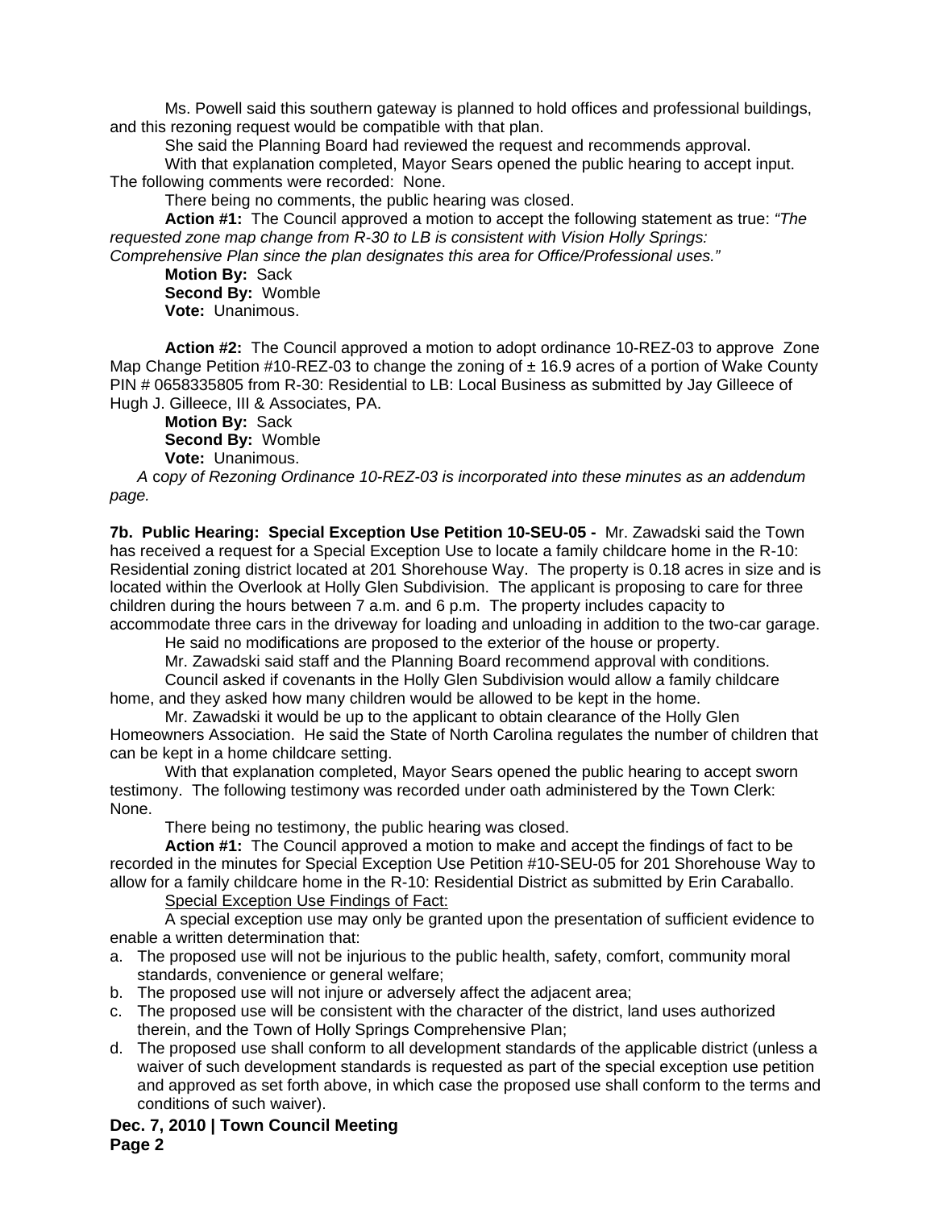Ms. Powell said this southern gateway is planned to hold offices and professional buildings, and this rezoning request would be compatible with that plan.

She said the Planning Board had reviewed the request and recommends approval.

With that explanation completed, Mayor Sears opened the public hearing to accept input. The following comments were recorded: None.

There being no comments, the public hearing was closed.

**Action #1:** The Council approved a motion to accept the following statement as true: *"The requested zone map change from R-30 to LB is consistent with Vision Holly Springs: Comprehensive Plan since the plan designates this area for Office/Professional uses."*

**Motion By:** Sack
**Second By:** Womble
**Vote:** Unanimous.

**Action #2:** The Council approved a motion to adopt ordinance 10-REZ-03 to approve Zone Map Change Petition #10-REZ-03 to change the zoning of ± 16.9 acres of a portion of Wake County PIN # 0658335805 from R-30: Residential to LB: Local Business as submitted by Jay Gilleece of Hugh J. Gilleece, III & Associates, PA.

**Motion By:** Sack
**Second By:** Womble
**Vote:** Unanimous.

*A copy of Rezoning Ordinance 10-REZ-03 is incorporated into these minutes as an addendum page.*

**7b. Public Hearing: Special Exception Use Petition 10-SEU-05 -** Mr. Zawadski said the Town has received a request for a Special Exception Use to locate a family childcare home in the R-10: Residential zoning district located at 201 Shorehouse Way. The property is 0.18 acres in size and is located within the Overlook at Holly Glen Subdivision. The applicant is proposing to care for three children during the hours between 7 a.m. and 6 p.m. The property includes capacity to accommodate three cars in the driveway for loading and unloading in addition to the two-car garage.

He said no modifications are proposed to the exterior of the house or property.

Mr. Zawadski said staff and the Planning Board recommend approval with conditions.

Council asked if covenants in the Holly Glen Subdivision would allow a family childcare home, and they asked how many children would be allowed to be kept in the home.

Mr. Zawadski it would be up to the applicant to obtain clearance of the Holly Glen Homeowners Association. He said the State of North Carolina regulates the number of children that can be kept in a home childcare setting.

With that explanation completed, Mayor Sears opened the public hearing to accept sworn testimony. The following testimony was recorded under oath administered by the Town Clerk: None.

There being no testimony, the public hearing was closed.

**Action #1:** The Council approved a motion to make and accept the findings of fact to be recorded in the minutes for Special Exception Use Petition #10-SEU-05 for 201 Shorehouse Way to allow for a family childcare home in the R-10: Residential District as submitted by Erin Caraballo.

Special Exception Use Findings of Fact:

A special exception use may only be granted upon the presentation of sufficient evidence to enable a written determination that:

a. The proposed use will not be injurious to the public health, safety, comfort, community moral standards, convenience or general welfare;
b. The proposed use will not injure or adversely affect the adjacent area;
c. The proposed use will be consistent with the character of the district, land uses authorized therein, and the Town of Holly Springs Comprehensive Plan;
d. The proposed use shall conform to all development standards of the applicable district (unless a waiver of such development standards is requested as part of the special exception use petition and approved as set forth above, in which case the proposed use shall conform to the terms and conditions of such waiver).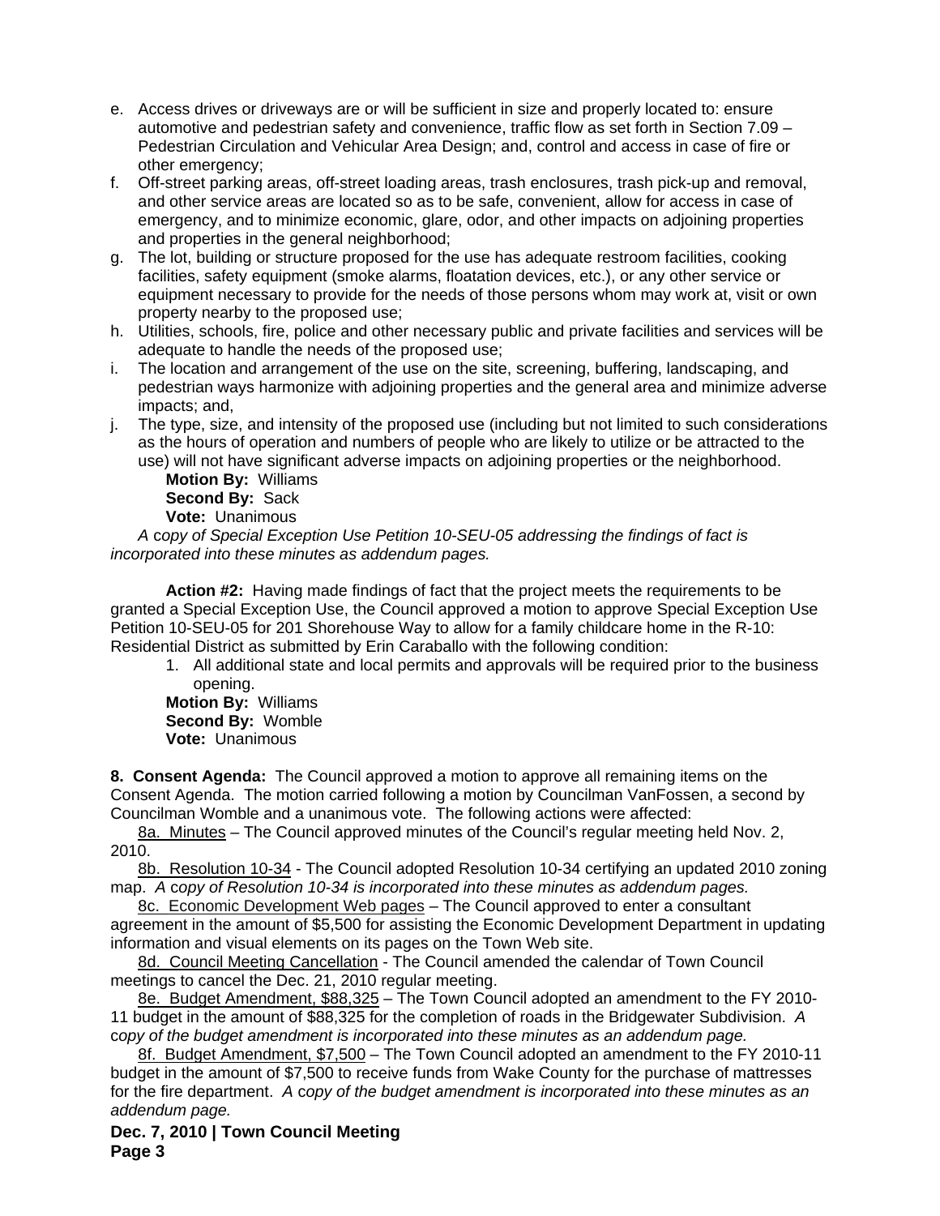e. Access drives or driveways are or will be sufficient in size and properly located to: ensure automotive and pedestrian safety and convenience, traffic flow as set forth in Section 7.09 – Pedestrian Circulation and Vehicular Area Design; and, control and access in case of fire or other emergency;
f. Off-street parking areas, off-street loading areas, trash enclosures, trash pick-up and removal, and other service areas are located so as to be safe, convenient, allow for access in case of emergency, and to minimize economic, glare, odor, and other impacts on adjoining properties and properties in the general neighborhood;
g. The lot, building or structure proposed for the use has adequate restroom facilities, cooking facilities, safety equipment (smoke alarms, floatation devices, etc.), or any other service or equipment necessary to provide for the needs of those persons whom may work at, visit or own property nearby to the proposed use;
h. Utilities, schools, fire, police and other necessary public and private facilities and services will be adequate to handle the needs of the proposed use;
i. The location and arrangement of the use on the site, screening, buffering, landscaping, and pedestrian ways harmonize with adjoining properties and the general area and minimize adverse impacts; and,
j. The type, size, and intensity of the proposed use (including but not limited to such considerations as the hours of operation and numbers of people who are likely to utilize or be attracted to the use) will not have significant adverse impacts on adjoining properties or the neighborhood.

**Motion By:** Williams
**Second By:** Sack
**Vote:** Unanimous

*A copy of Special Exception Use Petition 10-SEU-05 addressing the findings of fact is incorporated into these minutes as addendum pages.*

**Action #2:** Having made findings of fact that the project meets the requirements to be granted a Special Exception Use, the Council approved a motion to approve Special Exception Use Petition 10-SEU-05 for 201 Shorehouse Way to allow for a family childcare home in the R-10: Residential District as submitted by Erin Caraballo with the following condition:

1. All additional state and local permits and approvals will be required prior to the business opening.

**Motion By:** Williams
**Second By:** Womble
**Vote:** Unanimous

**8. Consent Agenda:** The Council approved a motion to approve all remaining items on the Consent Agenda. The motion carried following a motion by Councilman VanFossen, a second by Councilman Womble and a unanimous vote. The following actions were affected:

8a. Minutes – The Council approved minutes of the Council's regular meeting held Nov. 2, 2010.

8b. Resolution 10-34 - The Council adopted Resolution 10-34 certifying an updated 2010 zoning map. *A copy of Resolution 10-34 is incorporated into these minutes as addendum pages.*

8c. Economic Development Web pages – The Council approved to enter a consultant agreement in the amount of $5,500 for assisting the Economic Development Department in updating information and visual elements on its pages on the Town Web site.

8d. Council Meeting Cancellation - The Council amended the calendar of Town Council meetings to cancel the Dec. 21, 2010 regular meeting.

8e. Budget Amendment, $88,325 – The Town Council adopted an amendment to the FY 2010-11 budget in the amount of $88,325 for the completion of roads in the Bridgewater Subdivision. *A copy of the budget amendment is incorporated into these minutes as an addendum page.*

8f. Budget Amendment, $7,500 – The Town Council adopted an amendment to the FY 2010-11 budget in the amount of $7,500 to receive funds from Wake County for the purchase of mattresses for the fire department. *A copy of the budget amendment is incorporated into these minutes as an addendum page.*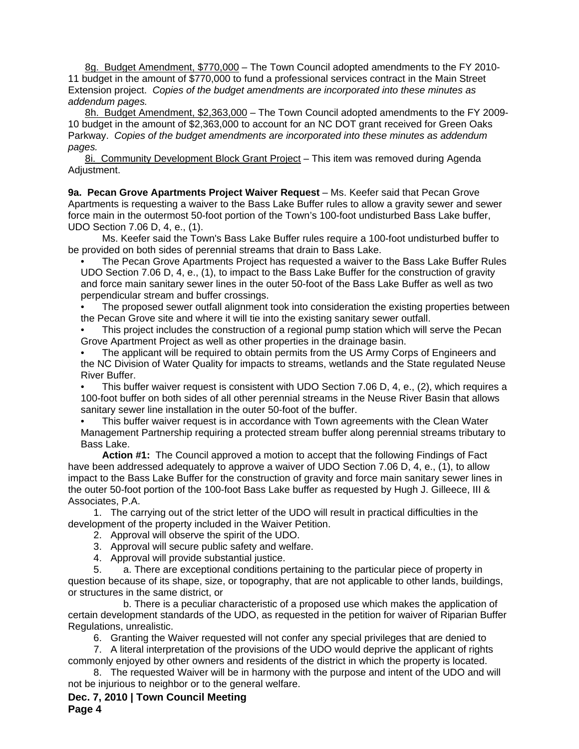8g. <u>Budget Amendment, $770,000</u> – The Town Council adopted amendments to the FY 2010-11 budget in the amount of $770,000 to fund a professional services contract in the Main Street Extension project. *Copies of the budget amendments are incorporated into these minutes as addendum pages.*

8h. <u>Budget Amendment, $2,363,000</u> – The Town Council adopted amendments to the FY 2009-10 budget in the amount of $2,363,000 to account for an NC DOT grant received for Green Oaks Parkway. *Copies of the budget amendments are incorporated into these minutes as addendum pages.*

8i. <u>Community Development Block Grant Project</u> – This item was removed during Agenda Adjustment.

**9a. Pecan Grove Apartments Project Waiver Request** – Ms. Keefer said that Pecan Grove Apartments is requesting a waiver to the Bass Lake Buffer rules to allow a gravity sewer and sewer force main in the outermost 50-foot portion of the Town's 100-foot undisturbed Bass Lake buffer, UDO Section 7.06 D, 4, e., (1).

Ms. Keefer said the Town's Bass Lake Buffer rules require a 100-foot undisturbed buffer to be provided on both sides of perennial streams that drain to Bass Lake.

- The Pecan Grove Apartments Project has requested a waiver to the Bass Lake Buffer Rules UDO Section 7.06 D, 4, e., (1), to impact to the Bass Lake Buffer for the construction of gravity and force main sanitary sewer lines in the outer 50-foot of the Bass Lake Buffer as well as two perpendicular stream and buffer crossings.
- The proposed sewer outfall alignment took into consideration the existing properties between the Pecan Grove site and where it will tie into the existing sanitary sewer outfall.
- This project includes the construction of a regional pump station which will serve the Pecan Grove Apartment Project as well as other properties in the drainage basin.
- The applicant will be required to obtain permits from the US Army Corps of Engineers and the NC Division of Water Quality for impacts to streams, wetlands and the State regulated Neuse River Buffer.
- This buffer waiver request is consistent with UDO Section 7.06 D, 4, e., (2), which requires a 100-foot buffer on both sides of all other perennial streams in the Neuse River Basin that allows sanitary sewer line installation in the outer 50-foot of the buffer.
- This buffer waiver request is in accordance with Town agreements with the Clean Water Management Partnership requiring a protected stream buffer along perennial streams tributary to Bass Lake.

**Action #1:** The Council approved a motion to accept that the following Findings of Fact have been addressed adequately to approve a waiver of UDO Section 7.06 D, 4, e., (1), to allow impact to the Bass Lake Buffer for the construction of gravity and force main sanitary sewer lines in the outer 50-foot portion of the 100-foot Bass Lake buffer as requested by Hugh J. Gilleece, III & Associates, P.A.

1. The carrying out of the strict letter of the UDO will result in practical difficulties in the development of the property included in the Waiver Petition.
2. Approval will observe the spirit of the UDO.
3. Approval will secure public safety and welfare.
4. Approval will provide substantial justice.
5. a. There are exceptional conditions pertaining to the particular piece of property in question because of its shape, size, or topography, that are not applicable to other lands, buildings, or structures in the same district, or

   b. There is a peculiar characteristic of a proposed use which makes the application of certain development standards of the UDO, as requested in the petition for waiver of Riparian Buffer Regulations, unrealistic.
6. Granting the Waiver requested will not confer any special privileges that are denied to
7. A literal interpretation of the provisions of the UDO would deprive the applicant of rights commonly enjoyed by other owners and residents of the district in which the property is located.
8. The requested Waiver will be in harmony with the purpose and intent of the UDO and will not be injurious to neighbor or to the general welfare.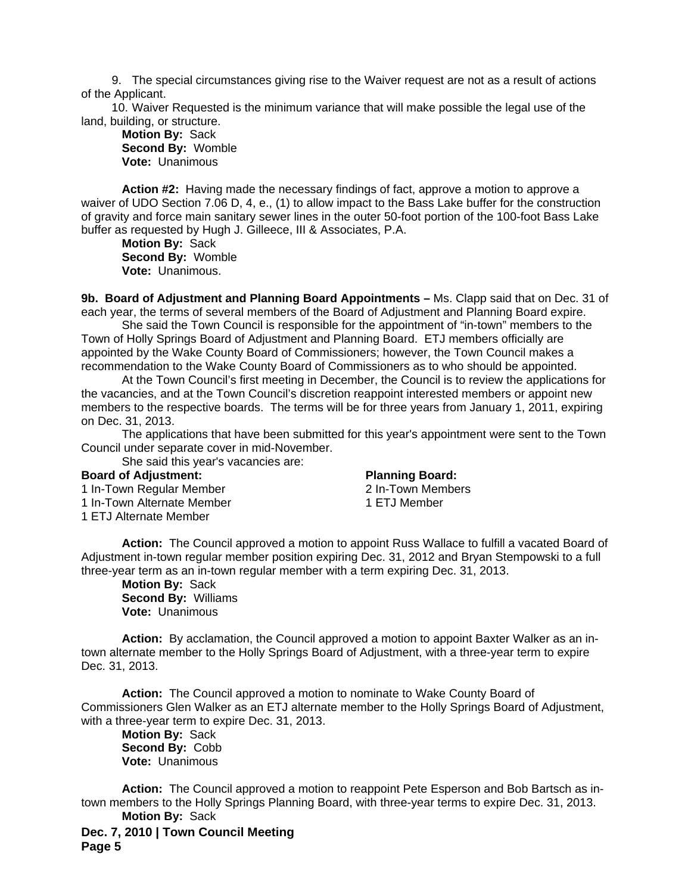9. The special circumstances giving rise to the Waiver request are not as a result of actions of the Applicant.

10. Waiver Requested is the minimum variance that will make possible the legal use of the land, building, or structure.

**Motion By:** Sack
**Second By:** Womble
**Vote:** Unanimous

**Action #2:** Having made the necessary findings of fact, approve a motion to approve a waiver of UDO Section 7.06 D, 4, e., (1) to allow impact to the Bass Lake buffer for the construction of gravity and force main sanitary sewer lines in the outer 50-foot portion of the 100-foot Bass Lake buffer as requested by Hugh J. Gilleece, III & Associates, P.A.

**Motion By:** Sack
**Second By:** Womble
**Vote:** Unanimous.

**9b. Board of Adjustment and Planning Board Appointments –** Ms. Clapp said that on Dec. 31 of each year, the terms of several members of the Board of Adjustment and Planning Board expire.

She said the Town Council is responsible for the appointment of "in-town" members to the Town of Holly Springs Board of Adjustment and Planning Board. ETJ members officially are appointed by the Wake County Board of Commissioners; however, the Town Council makes a recommendation to the Wake County Board of Commissioners as to who should be appointed.

At the Town Council's first meeting in December, the Council is to review the applications for the vacancies, and at the Town Council's discretion reappoint interested members or appoint new members to the respective boards. The terms will be for three years from January 1, 2011, expiring on Dec. 31, 2013.

The applications that have been submitted for this year's appointment were sent to the Town Council under separate cover in mid-November.

She said this year's vacancies are:

**Board of Adjustment:**
1 In-Town Regular Member
1 In-Town Alternate Member
1 ETJ Alternate Member

**Planning Board:**
2 In-Town Members
1 ETJ Member

**Action:** The Council approved a motion to appoint Russ Wallace to fulfill a vacated Board of Adjustment in-town regular member position expiring Dec. 31, 2012 and Bryan Stempowski to a full three-year term as an in-town regular member with a term expiring Dec. 31, 2013.

**Motion By:** Sack
**Second By:** Williams
**Vote:** Unanimous

**Action:** By acclamation, the Council approved a motion to appoint Baxter Walker as an in-town alternate member to the Holly Springs Board of Adjustment, with a three-year term to expire Dec. 31, 2013.

**Action:** The Council approved a motion to nominate to Wake County Board of Commissioners Glen Walker as an ETJ alternate member to the Holly Springs Board of Adjustment, with a three-year term to expire Dec. 31, 2013.

**Motion By:** Sack
**Second By:** Cobb
**Vote:** Unanimous

**Action:** The Council approved a motion to reappoint Pete Esperson and Bob Bartsch as in-town members to the Holly Springs Planning Board, with three-year terms to expire Dec. 31, 2013.

**Motion By:** Sack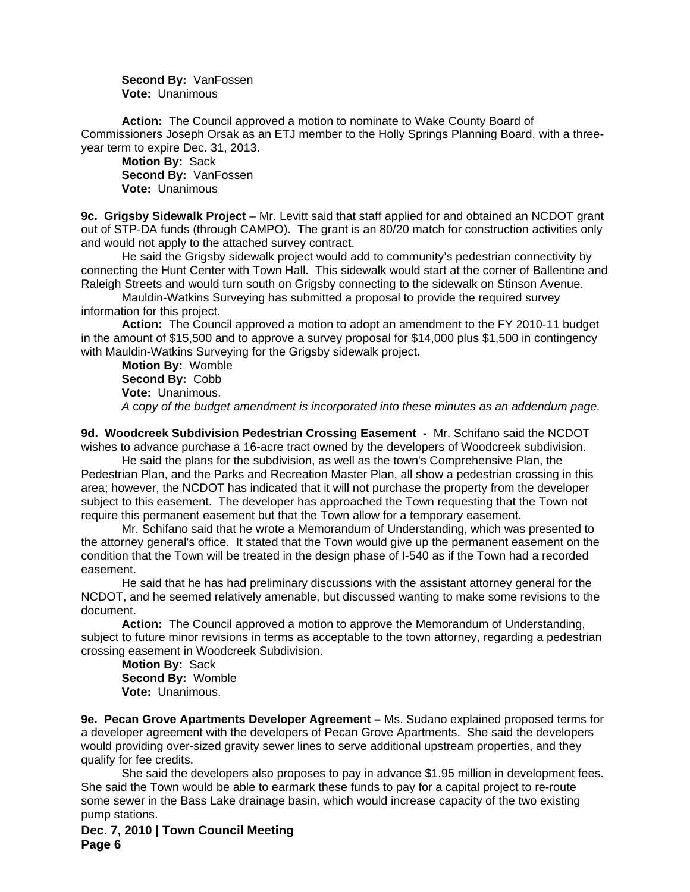**Second By:** VanFossen
**Vote:** Unanimous

**Action:** The Council approved a motion to nominate to Wake County Board of Commissioners Joseph Orsak as an ETJ member to the Holly Springs Planning Board, with a three-year term to expire Dec. 31, 2013.

**Motion By:** Sack
**Second By:** VanFossen
**Vote:** Unanimous

**9c. Grigsby Sidewalk Project** – Mr. Levitt said that staff applied for and obtained an NCDOT grant out of STP-DA funds (through CAMPO). The grant is an 80/20 match for construction activities only and would not apply to the attached survey contract.

He said the Grigsby sidewalk project would add to community's pedestrian connectivity by connecting the Hunt Center with Town Hall. This sidewalk would start at the corner of Ballentine and Raleigh Streets and would turn south on Grigsby connecting to the sidewalk on Stinson Avenue.

Mauldin-Watkins Surveying has submitted a proposal to provide the required survey information for this project.

**Action:** The Council approved a motion to adopt an amendment to the FY 2010-11 budget in the amount of $15,500 and to approve a survey proposal for $14,000 plus $1,500 in contingency with Mauldin-Watkins Surveying for the Grigsby sidewalk project.

**Motion By:** Womble
**Second By:** Cobb
**Vote:** Unanimous.
*A copy of the budget amendment is incorporated into these minutes as an addendum page.*

**9d. Woodcreek Subdivision Pedestrian Crossing Easement -** Mr. Schifano said the NCDOT wishes to advance purchase a 16-acre tract owned by the developers of Woodcreek subdivision.

He said the plans for the subdivision, as well as the town's Comprehensive Plan, the Pedestrian Plan, and the Parks and Recreation Master Plan, all show a pedestrian crossing in this area; however, the NCDOT has indicated that it will not purchase the property from the developer subject to this easement. The developer has approached the Town requesting that the Town not require this permanent easement but that the Town allow for a temporary easement.

Mr. Schifano said that he wrote a Memorandum of Understanding, which was presented to the attorney general's office. It stated that the Town would give up the permanent easement on the condition that the Town will be treated in the design phase of I-540 as if the Town had a recorded easement.

He said that he has had preliminary discussions with the assistant attorney general for the NCDOT, and he seemed relatively amenable, but discussed wanting to make some revisions to the document.

**Action:** The Council approved a motion to approve the Memorandum of Understanding, subject to future minor revisions in terms as acceptable to the town attorney, regarding a pedestrian crossing easement in Woodcreek Subdivision.

**Motion By:** Sack
**Second By:** Womble
**Vote:** Unanimous.

**9e. Pecan Grove Apartments Developer Agreement –** Ms. Sudano explained proposed terms for a developer agreement with the developers of Pecan Grove Apartments. She said the developers would providing over-sized gravity sewer lines to serve additional upstream properties, and they qualify for fee credits.

She said the developers also proposes to pay in advance $1.95 million in development fees. She said the Town would be able to earmark these funds to pay for a capital project to re-route some sewer in the Bass Lake drainage basin, which would increase capacity of the two existing pump stations.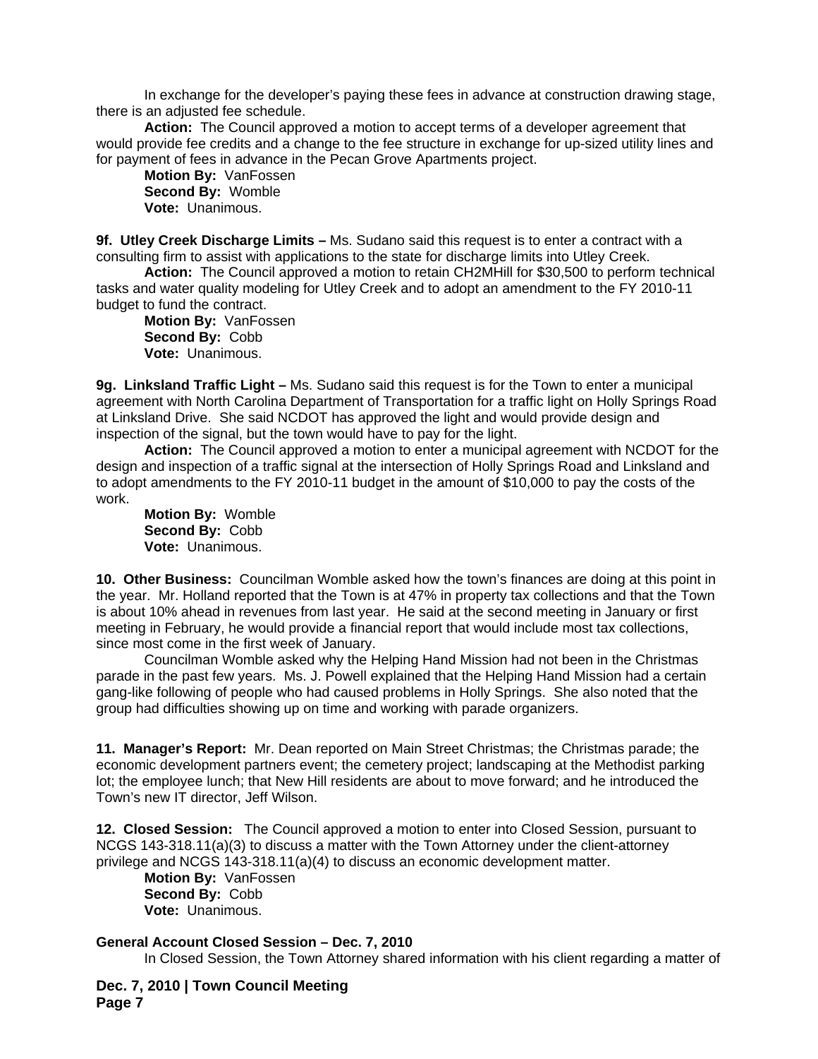In exchange for the developer's paying these fees in advance at construction drawing stage, there is an adjusted fee schedule.

**Action:** The Council approved a motion to accept terms of a developer agreement that would provide fee credits and a change to the fee structure in exchange for up-sized utility lines and for payment of fees in advance in the Pecan Grove Apartments project.

**Motion By:** VanFossen
**Second By:** Womble
**Vote:** Unanimous.

**9f. Utley Creek Discharge Limits –** Ms. Sudano said this request is to enter a contract with a consulting firm to assist with applications to the state for discharge limits into Utley Creek.

**Action:** The Council approved a motion to retain CH2MHill for $30,500 to perform technical tasks and water quality modeling for Utley Creek and to adopt an amendment to the FY 2010-11 budget to fund the contract.

**Motion By:** VanFossen
**Second By:** Cobb
**Vote:** Unanimous.

**9g. Linksland Traffic Light –** Ms. Sudano said this request is for the Town to enter a municipal agreement with North Carolina Department of Transportation for a traffic light on Holly Springs Road at Linksland Drive. She said NCDOT has approved the light and would provide design and inspection of the signal, but the town would have to pay for the light.

**Action:** The Council approved a motion to enter a municipal agreement with NCDOT for the design and inspection of a traffic signal at the intersection of Holly Springs Road and Linksland and to adopt amendments to the FY 2010-11 budget in the amount of $10,000 to pay the costs of the work.

**Motion By:** Womble
**Second By:** Cobb
**Vote:** Unanimous.

**10. Other Business:** Councilman Womble asked how the town's finances are doing at this point in the year. Mr. Holland reported that the Town is at 47% in property tax collections and that the Town is about 10% ahead in revenues from last year. He said at the second meeting in January or first meeting in February, he would provide a financial report that would include most tax collections, since most come in the first week of January.

Councilman Womble asked why the Helping Hand Mission had not been in the Christmas parade in the past few years. Ms. J. Powell explained that the Helping Hand Mission had a certain gang-like following of people who had caused problems in Holly Springs. She also noted that the group had difficulties showing up on time and working with parade organizers.

**11. Manager's Report:** Mr. Dean reported on Main Street Christmas; the Christmas parade; the economic development partners event; the cemetery project; landscaping at the Methodist parking lot; the employee lunch; that New Hill residents are about to move forward; and he introduced the Town's new IT director, Jeff Wilson.

**12. Closed Session:** The Council approved a motion to enter into Closed Session, pursuant to NCGS 143-318.11(a)(3) to discuss a matter with the Town Attorney under the client-attorney privilege and NCGS 143-318.11(a)(4) to discuss an economic development matter.

**Motion By:** VanFossen
**Second By:** Cobb
**Vote:** Unanimous.

**General Account Closed Session – Dec. 7, 2010**

In Closed Session, the Town Attorney shared information with his client regarding a matter of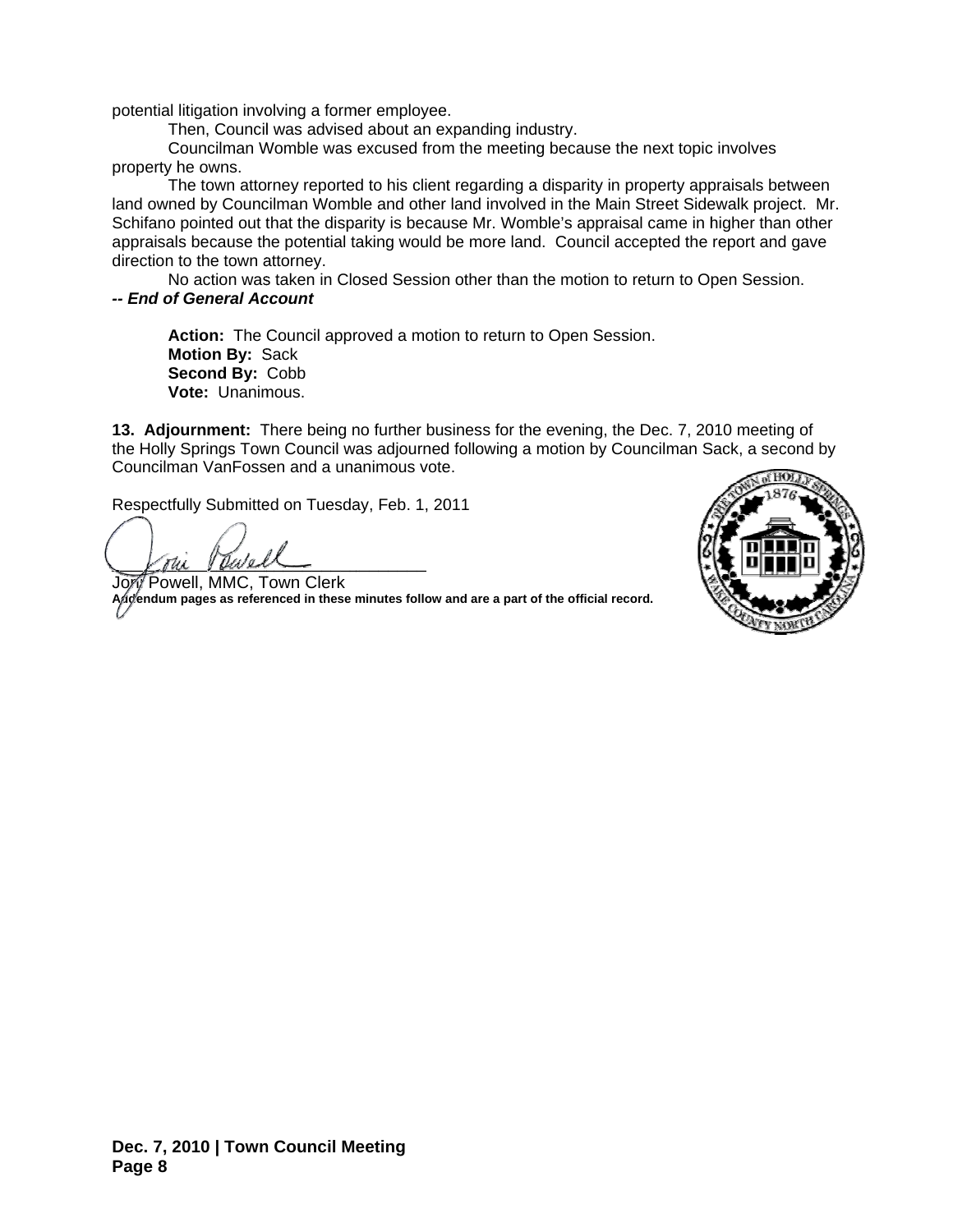potential litigation involving a former employee.

Then, Council was advised about an expanding industry.

Councilman Womble was excused from the meeting because the next topic involves property he owns.

The town attorney reported to his client regarding a disparity in property appraisals between land owned by Councilman Womble and other land involved in the Main Street Sidewalk project. Mr. Schifano pointed out that the disparity is because Mr. Womble's appraisal came in higher than other appraisals because the potential taking would be more land. Council accepted the report and gave direction to the town attorney.

No action was taken in Closed Session other than the motion to return to Open Session.

***-- End of General Account***

**Action:** The Council approved a motion to return to Open Session.
**Motion By:** Sack
**Second By:** Cobb
**Vote:** Unanimous.

**13. Adjournment:** There being no further business for the evening, the Dec. 7, 2010 meeting of the Holly Springs Town Council was adjourned following a motion by Councilman Sack, a second by Councilman VanFossen and a unanimous vote.

Respectfully Submitted on Tuesday, Feb. 1, 2011

Joni Powell, MMC, Town Clerk

**Addendum pages as referenced in these minutes follow and are a part of the official record.**